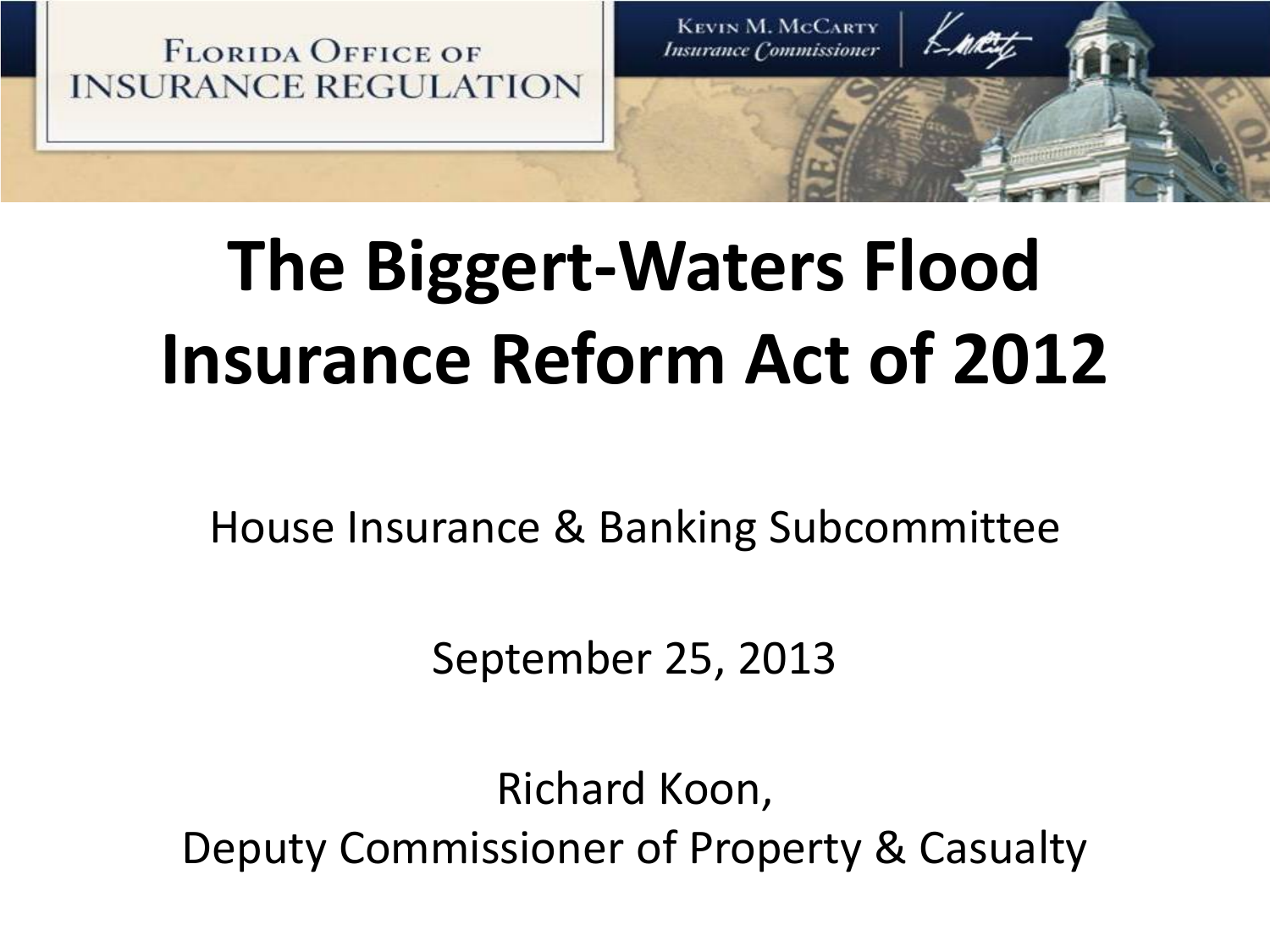Florida Office of Insurance Regulation

Kevin M. McCarty
*Insurance Commissioner*

# The Biggert-Waters Flood Insurance Reform Act of 2012

House Insurance & Banking Subcommittee

September 25, 2013

Richard Koon,
Deputy Commissioner of Property & Casualty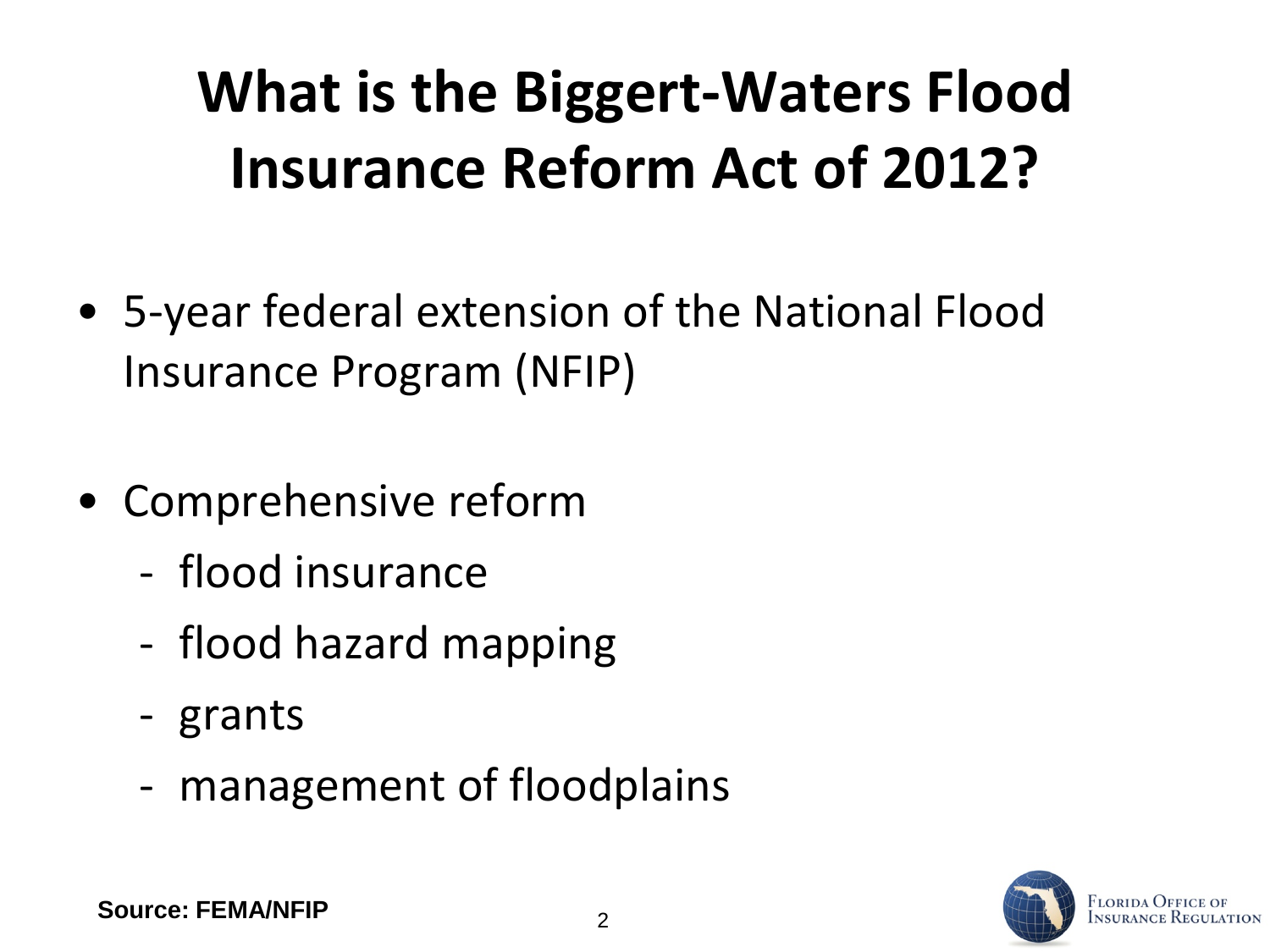# What is the Biggert-Waters Flood Insurance Reform Act of 2012?

- 5-year federal extension of the National Flood Insurance Program (NFIP)

- Comprehensive reform
  - flood insurance
  - flood hazard mapping
  - grants
  - management of floodplains

**Source: FEMA/NFIP**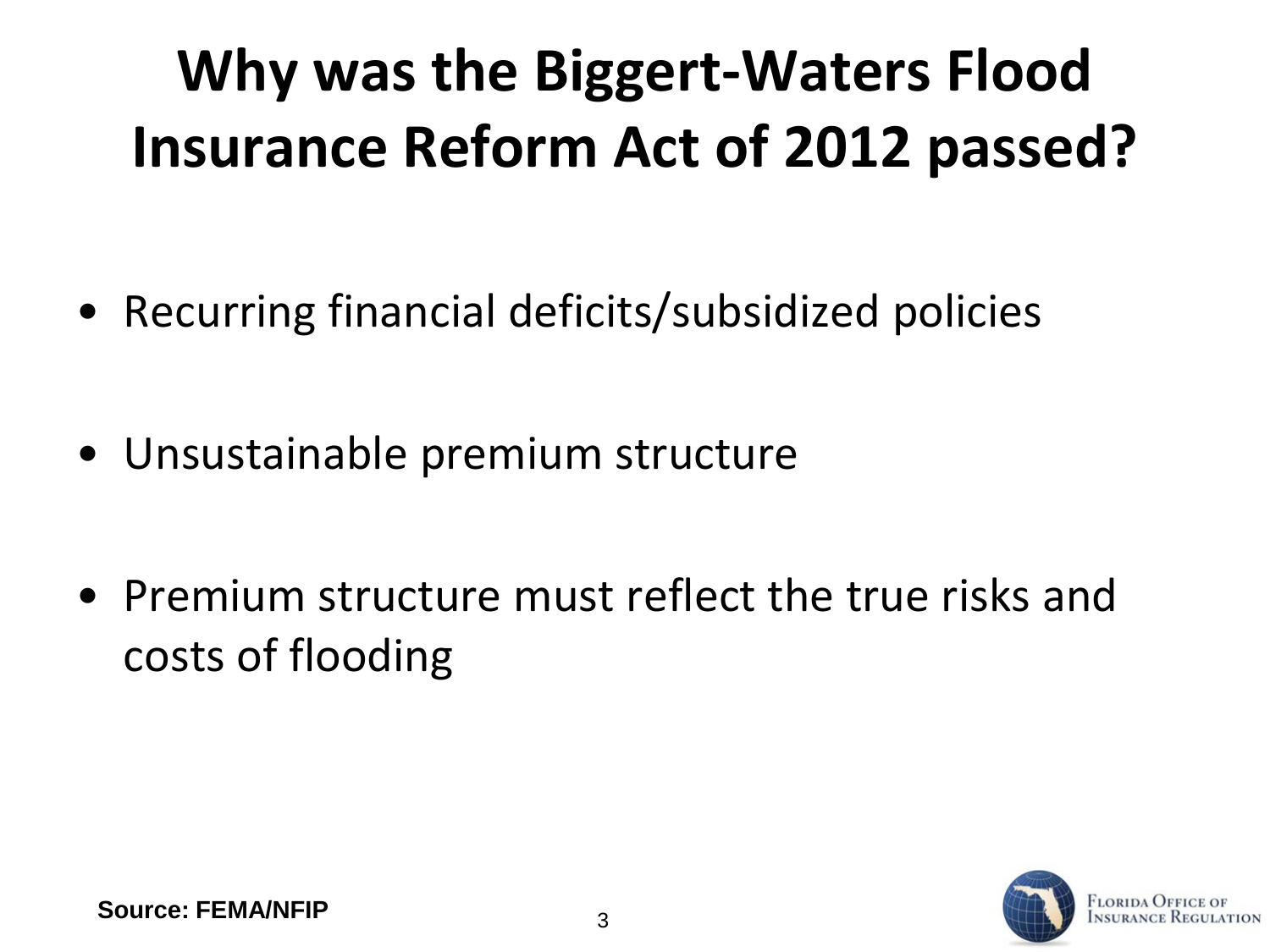# Why was the Biggert-Waters Flood Insurance Reform Act of 2012 passed?

- Recurring financial deficits/subsidized policies
- Unsustainable premium structure
- Premium structure must reflect the true risks and costs of flooding

**Source: FEMA/NFIP**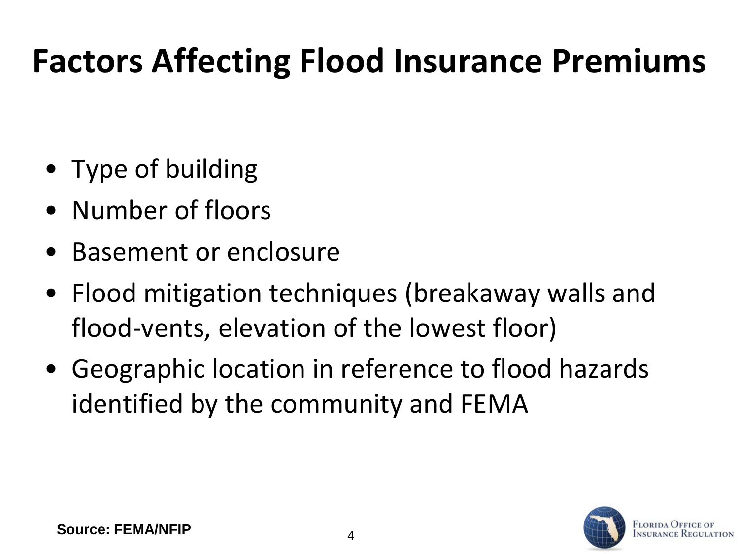# Factors Affecting Flood Insurance Premiums

- Type of building
- Number of floors
- Basement or enclosure
- Flood mitigation techniques (breakaway walls and flood-vents, elevation of the lowest floor)
- Geographic location in reference to flood hazards identified by the community and FEMA

**Source: FEMA/NFIP**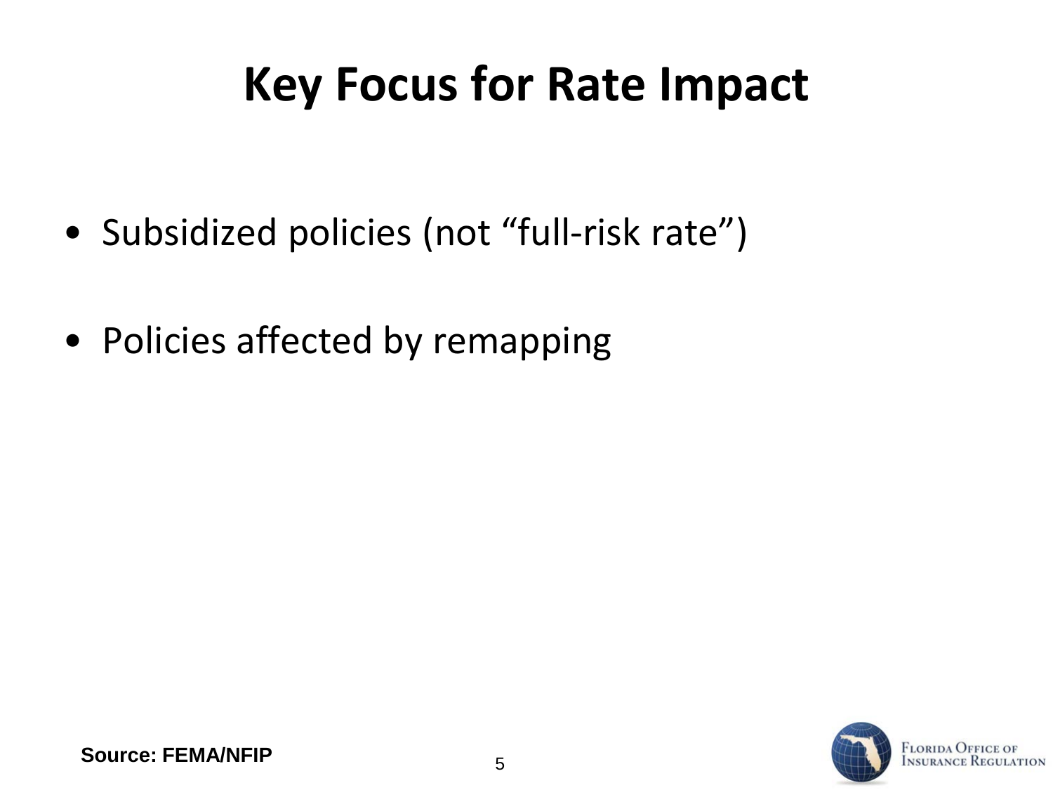# Key Focus for Rate Impact

- Subsidized policies (not “full-risk rate”)
- Policies affected by remapping

**Source: FEMA/NFIP**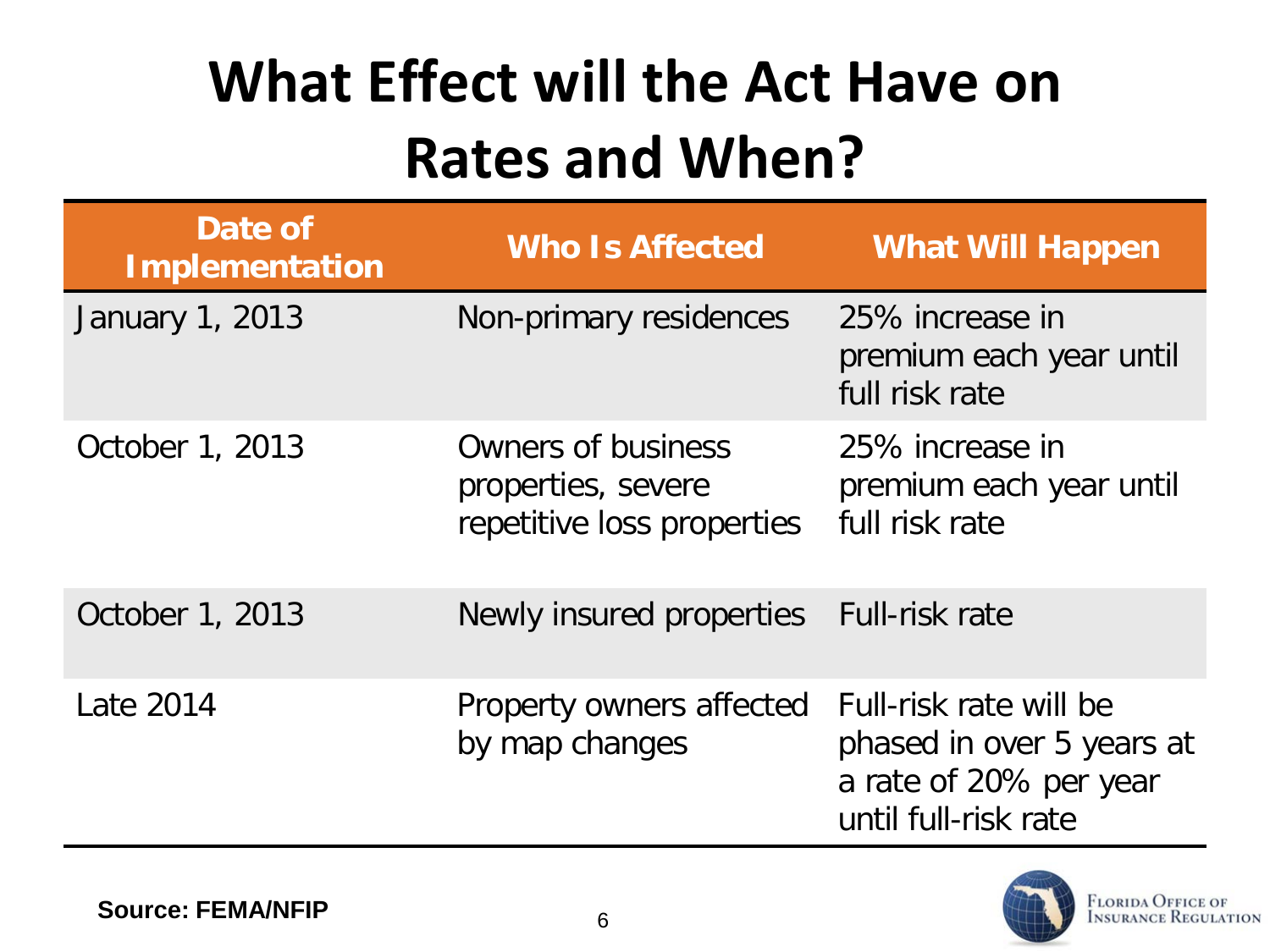# What Effect will the Act Have on Rates and When?

| Date of Implementation | Who Is Affected | What Will Happen |
|---|---|---|
| January 1, 2013 | Non-primary residences | 25% increase in premium each year until full risk rate |
| October 1, 2013 | Owners of business properties, severe repetitive loss properties | 25% increase in premium each year until full risk rate |
| October 1, 2013 | Newly insured properties | Full-risk rate |
| Late 2014 | Property owners affected by map changes | Full-risk rate will be phased in over 5 years at a rate of 20% per year until full-risk rate |

**Source: FEMA/NFIP**

Florida Office of Insurance Regulation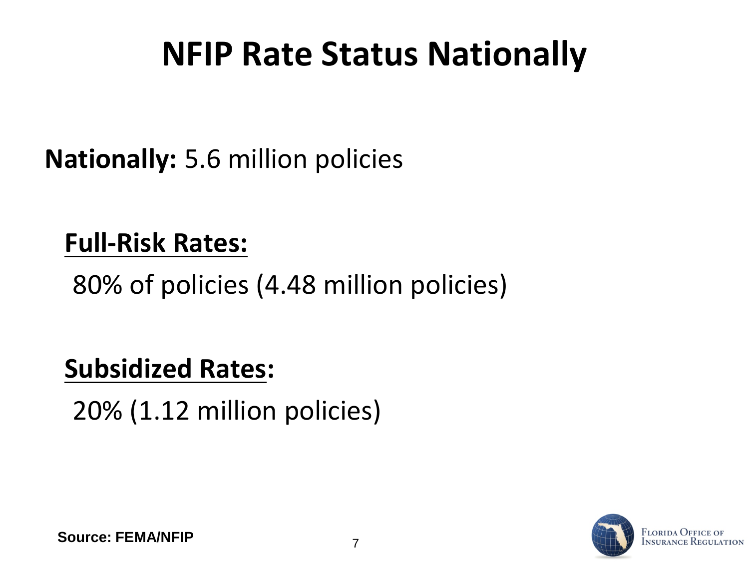# NFIP Rate Status Nationally

**Nationally:** 5.6 million policies

**Full-Risk Rates:**

80% of policies (4.48 million policies)

**Subsidized Rates:**

20% (1.12 million policies)

**Source: FEMA/NFIP**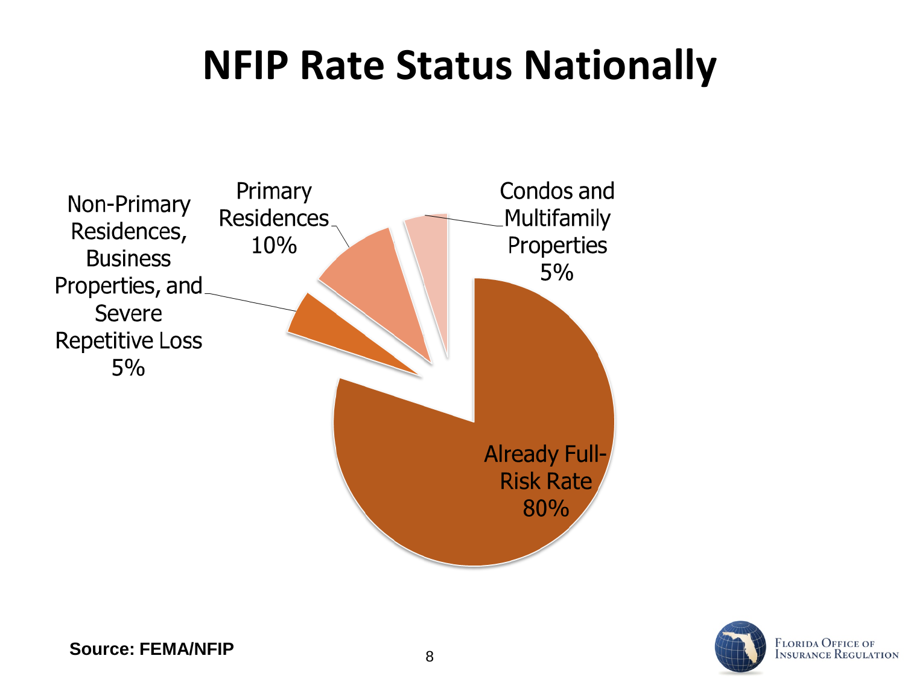# NFIP Rate Status Nationally

- Non-Primary Residences, Business Properties, and Severe Repetitive Loss 5%
- Primary Residences 10%
- Condos and Multifamily Properties 5%
- Already Full-Risk Rate 80%

**Source: FEMA/NFIP**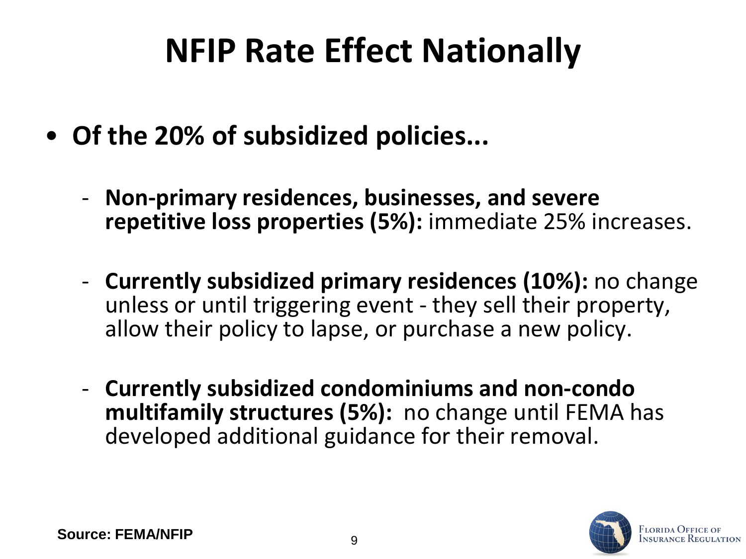# NFIP Rate Effect Nationally

- **Of the 20% of subsidized policies...**
  - **Non-primary residences, businesses, and severe repetitive loss properties (5%):** immediate 25% increases.
  - **Currently subsidized primary residences (10%):** no change unless or until triggering event - they sell their property, allow their policy to lapse, or purchase a new policy.
  - **Currently subsidized condominiums and non-condo multifamily structures (5%):** no change until FEMA has developed additional guidance for their removal.

**Source: FEMA/NFIP**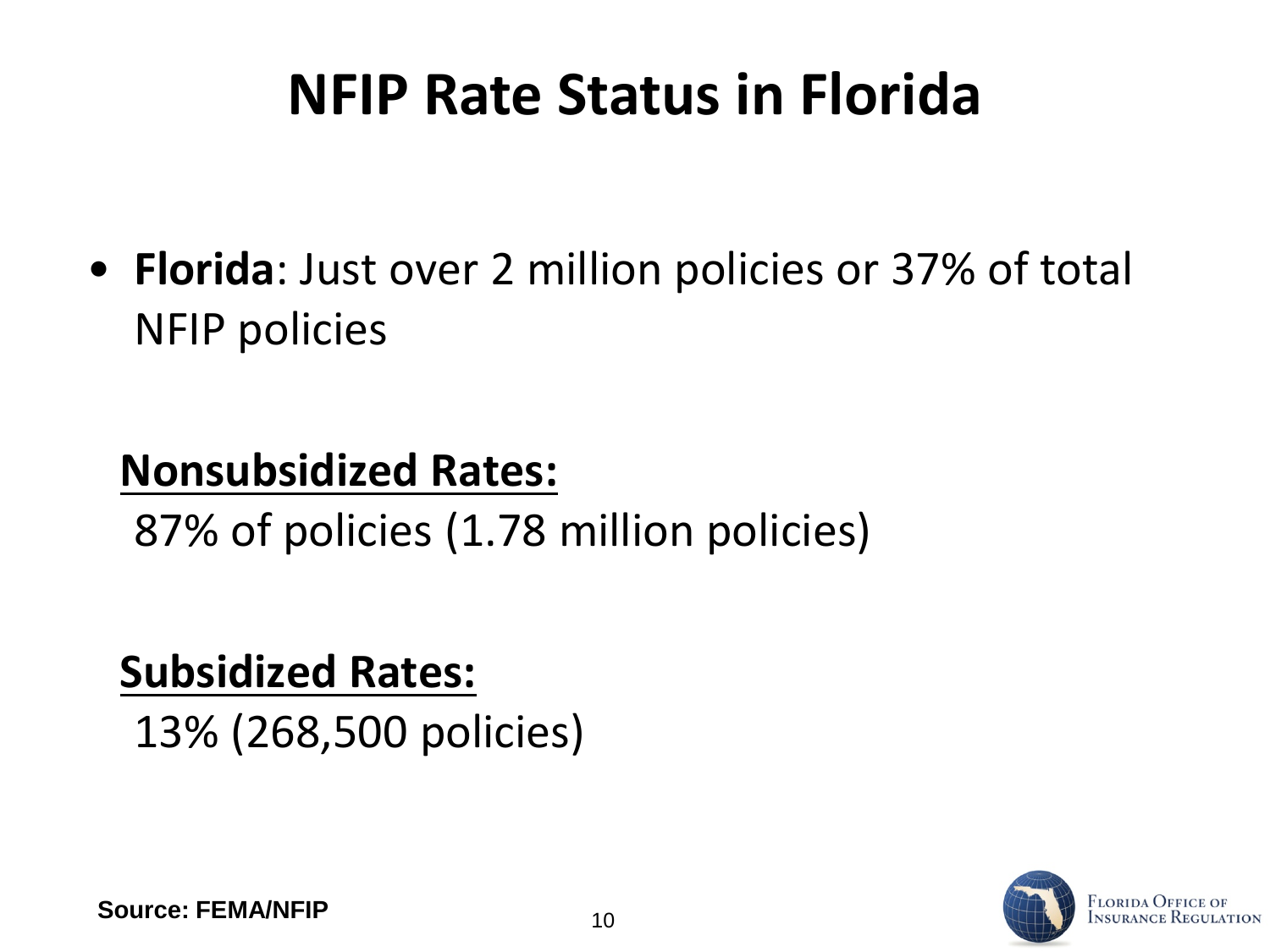# NFIP Rate Status in Florida

- **Florida**: Just over 2 million policies or 37% of total NFIP policies

**Nonsubsidized Rates:**

87% of policies (1.78 million policies)

**Subsidized Rates:**

13% (268,500 policies)

**Source: FEMA/NFIP**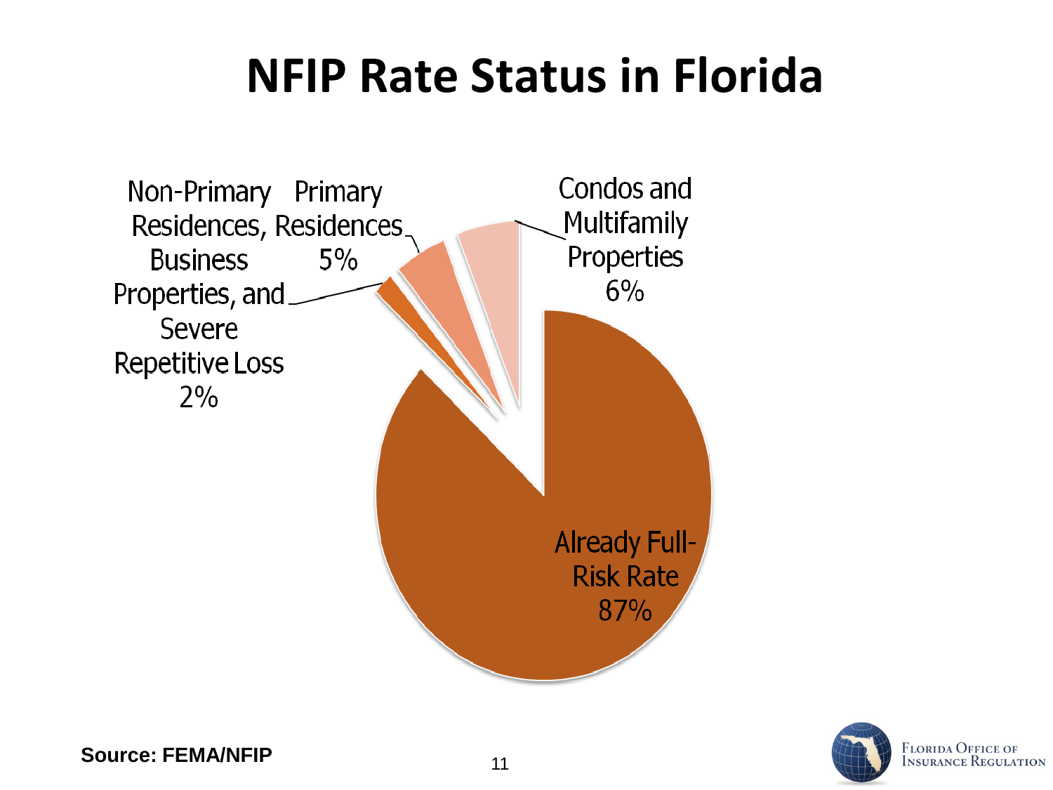# NFIP Rate Status in Florida

- Already Full-Risk Rate 87%
- Condos and Multifamily Properties 6%
- Primary Residences 5%
- Non-Primary Residences, Business Properties, and Severe Repetitive Loss 2%

Source: FEMA/NFIP

Florida Office of Insurance Regulation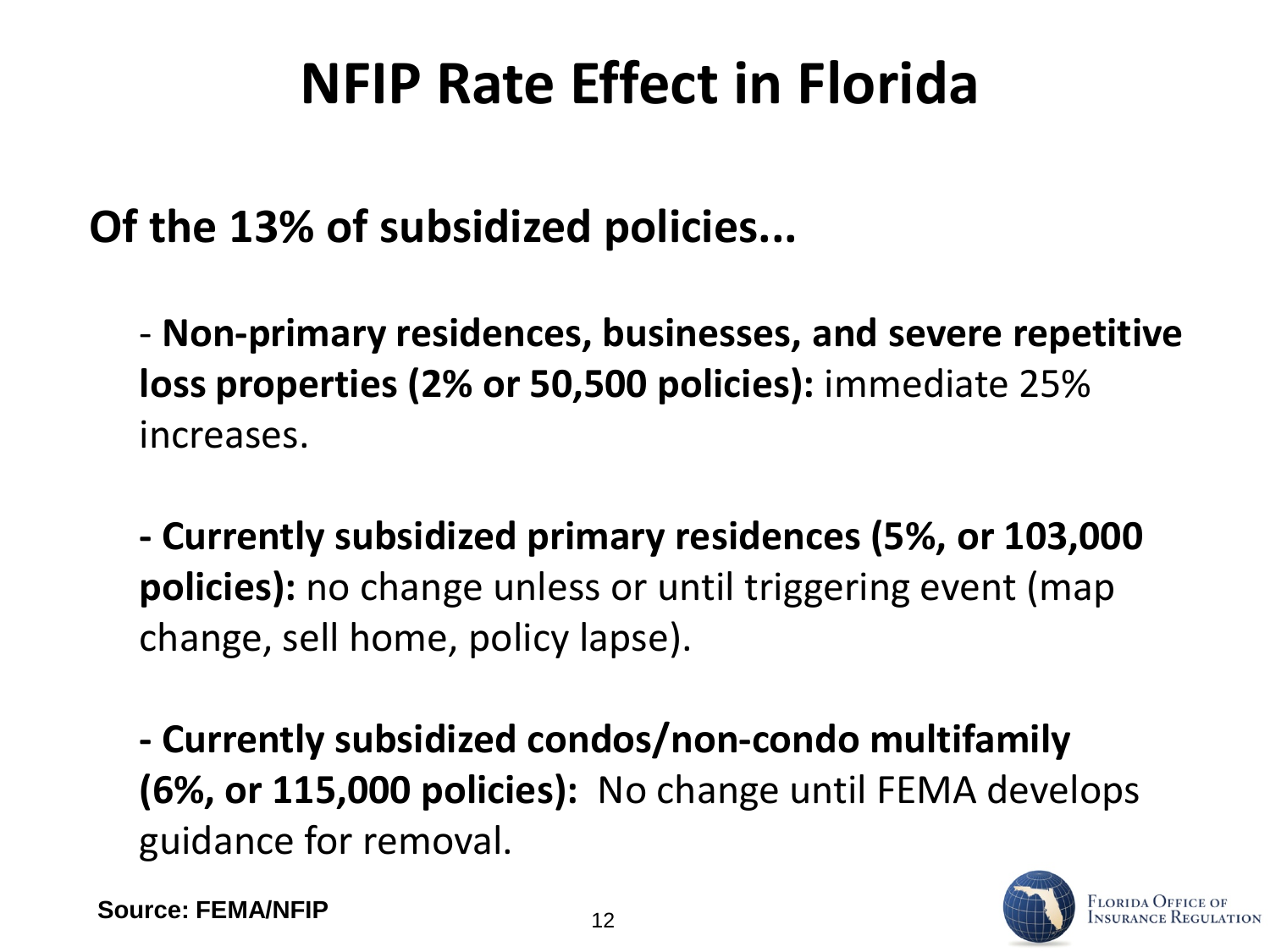# NFIP Rate Effect in Florida

**Of the 13% of subsidized policies...**

- **Non-primary residences, businesses, and severe repetitive loss properties (2% or 50,500 policies):** immediate 25% increases.

- **Currently subsidized primary residences (5%, or 103,000 policies):** no change unless or until triggering event (map change, sell home, policy lapse).

- **Currently subsidized condos/non-condo multifamily (6%, or 115,000 policies):** No change until FEMA develops guidance for removal.

**Source: FEMA/NFIP**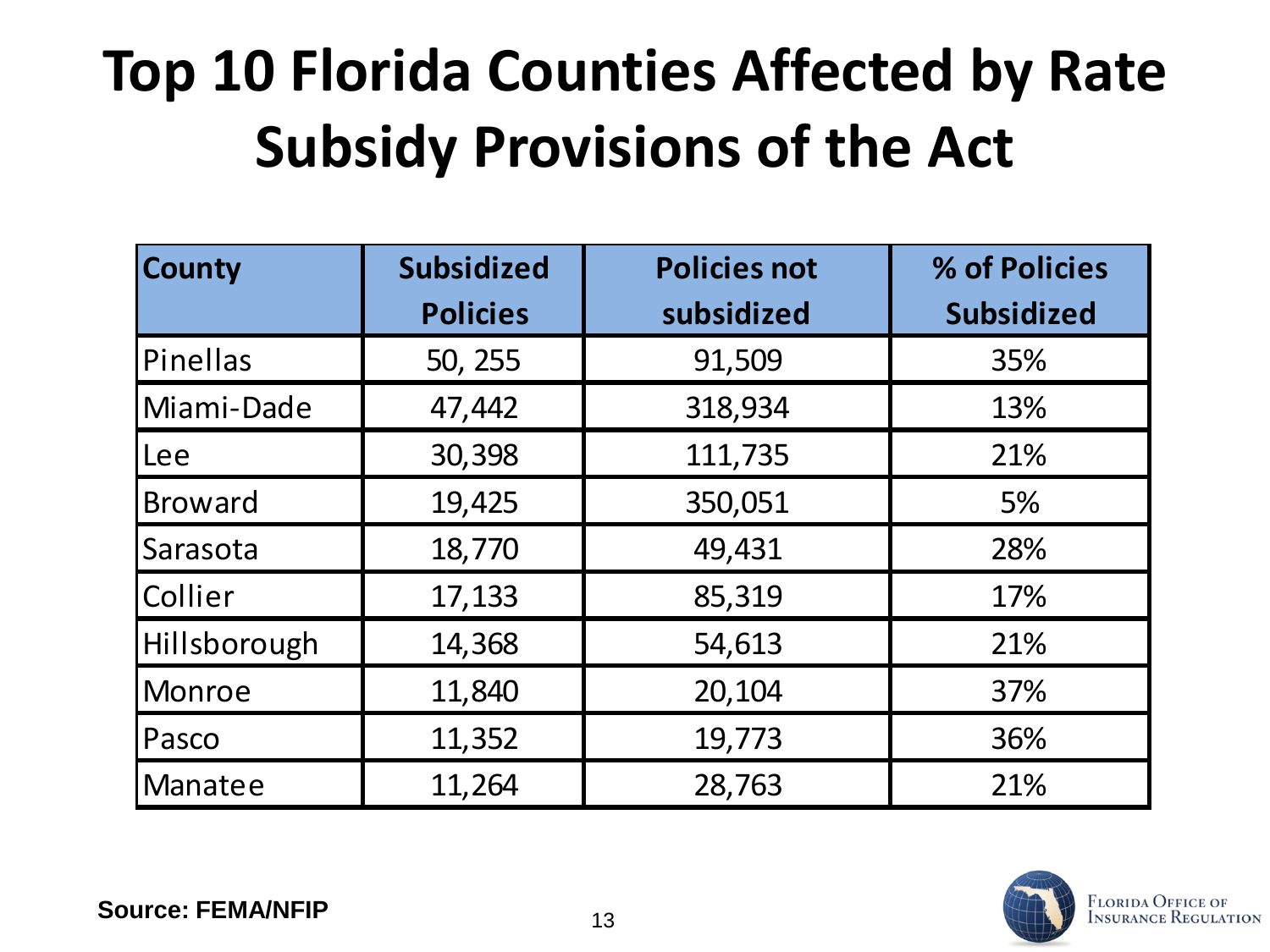# Top 10 Florida Counties Affected by Rate Subsidy Provisions of the Act

| County | Subsidized Policies | Policies not subsidized | % of Policies Subsidized |
|---|---|---|---|
| Pinellas | 50, 255 | 91,509 | 35% |
| Miami-Dade | 47,442 | 318,934 | 13% |
| Lee | 30,398 | 111,735 | 21% |
| Broward | 19,425 | 350,051 | 5% |
| Sarasota | 18,770 | 49,431 | 28% |
| Collier | 17,133 | 85,319 | 17% |
| Hillsborough | 14,368 | 54,613 | 21% |
| Monroe | 11,840 | 20,104 | 37% |
| Pasco | 11,352 | 19,773 | 36% |
| Manatee | 11,264 | 28,763 | 21% |

**Source: FEMA/NFIP**

Florida Office of Insurance Regulation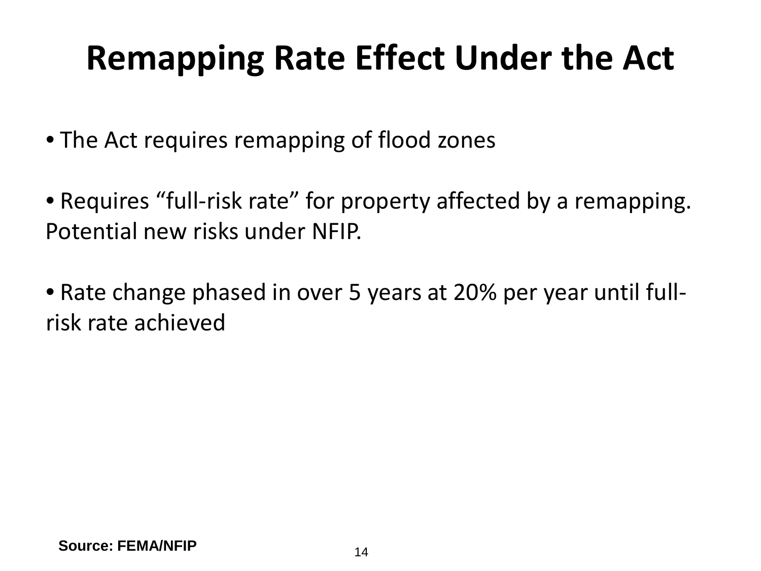# Remapping Rate Effect Under the Act

- The Act requires remapping of flood zones

- Requires "full-risk rate" for property affected by a remapping. Potential new risks under NFIP.

- Rate change phased in over 5 years at 20% per year until full-risk rate achieved

**Source: FEMA/NFIP**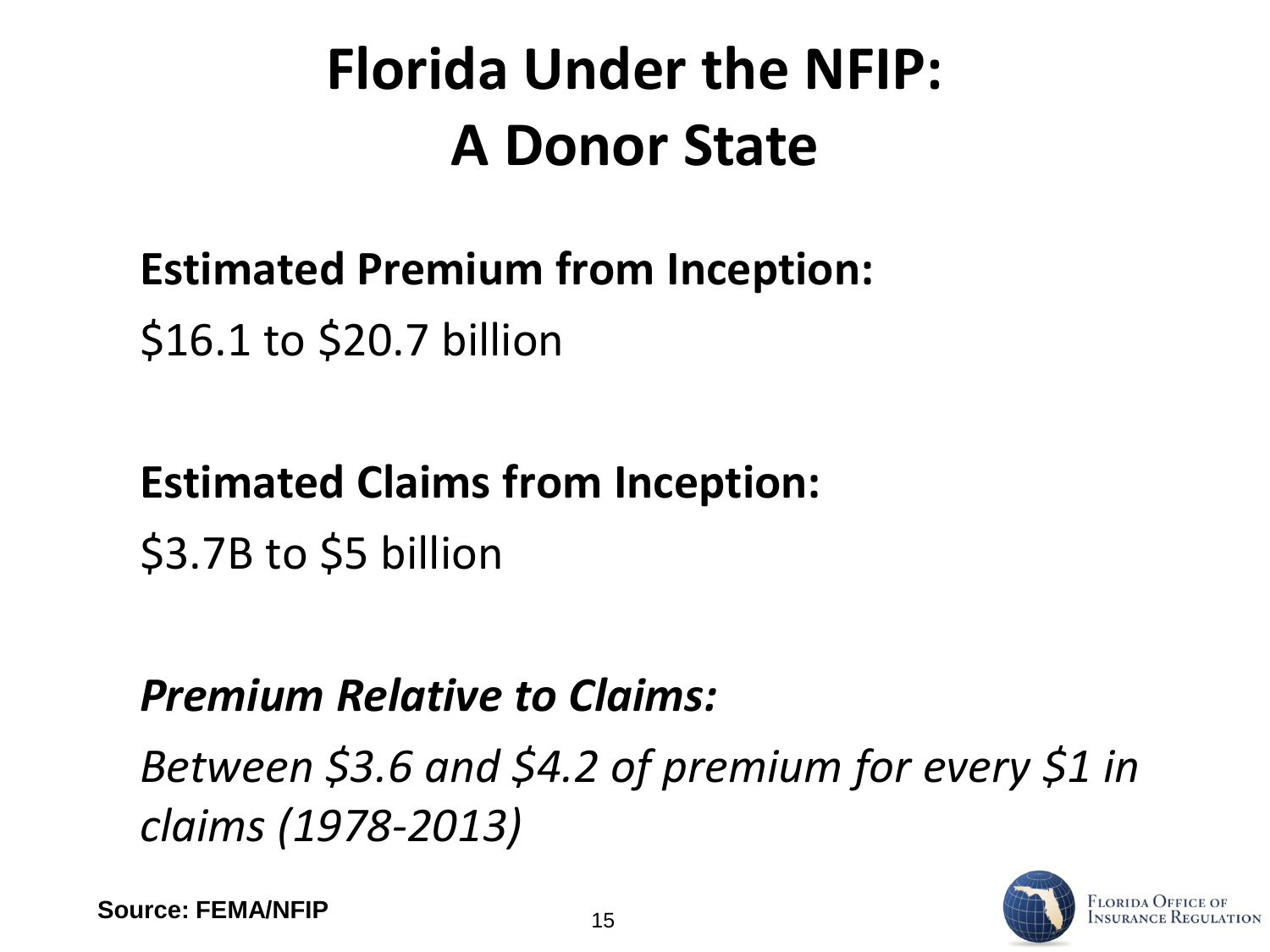# Florida Under the NFIP: A Donor State

**Estimated Premium from Inception:**

$16.1 to $20.7 billion

**Estimated Claims from Inception:**

$3.7B to $5 billion

***Premium Relative to Claims:***

*Between $3.6 and $4.2 of premium for every $1 in claims (1978-2013)*

**Source: FEMA/NFIP**

Florida Office of Insurance Regulation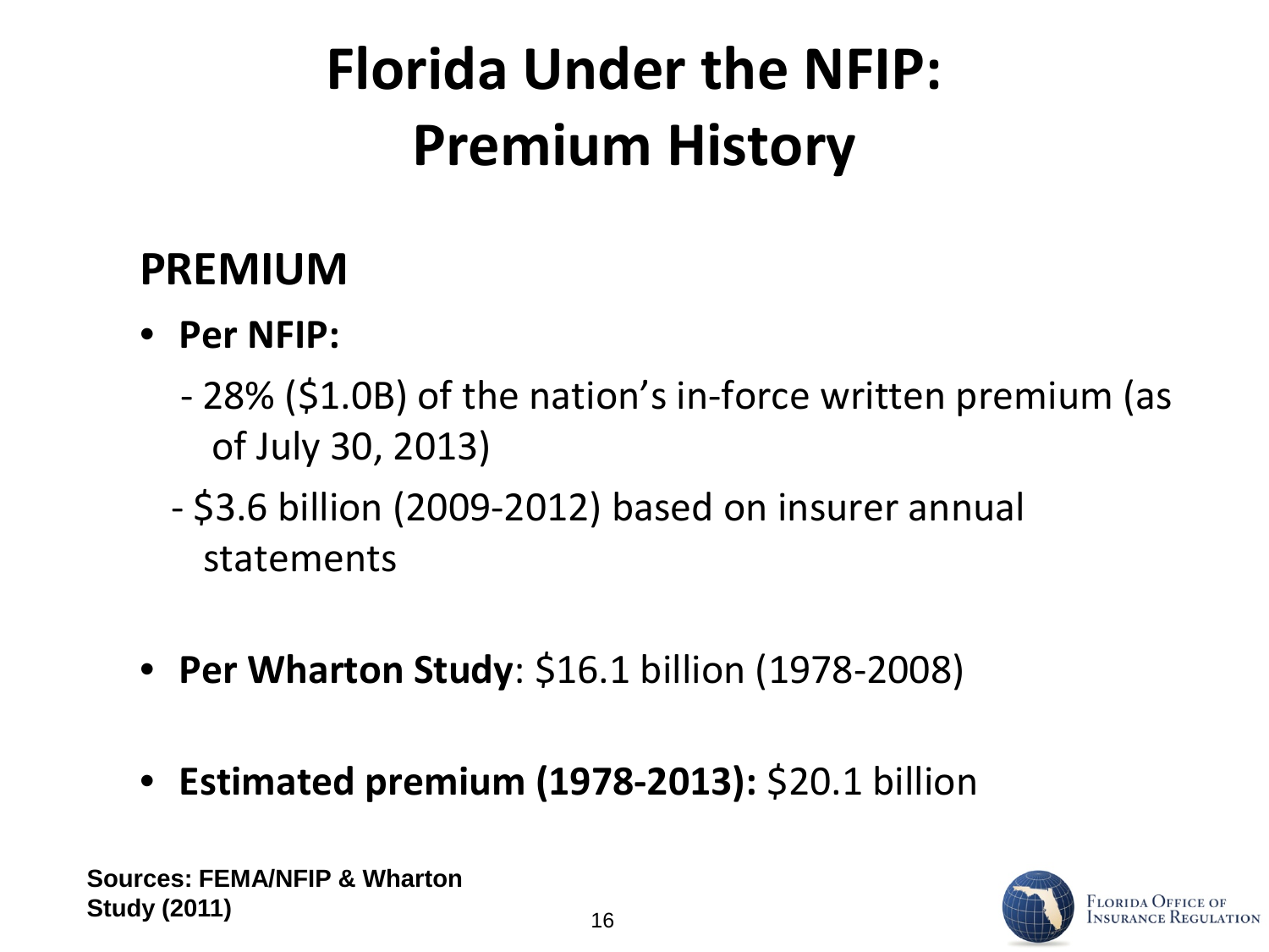# Florida Under the NFIP: Premium History

## PREMIUM

- **Per NFIP:**
  - 28% ($1.0B) of the nation's in-force written premium (as of July 30, 2013)
  - $3.6 billion (2009-2012) based on insurer annual statements

- **Per Wharton Study**: $16.1 billion (1978-2008)

- **Estimated premium (1978-2013):** $20.1 billion

**Sources: FEMA/NFIP & Wharton Study (2011)**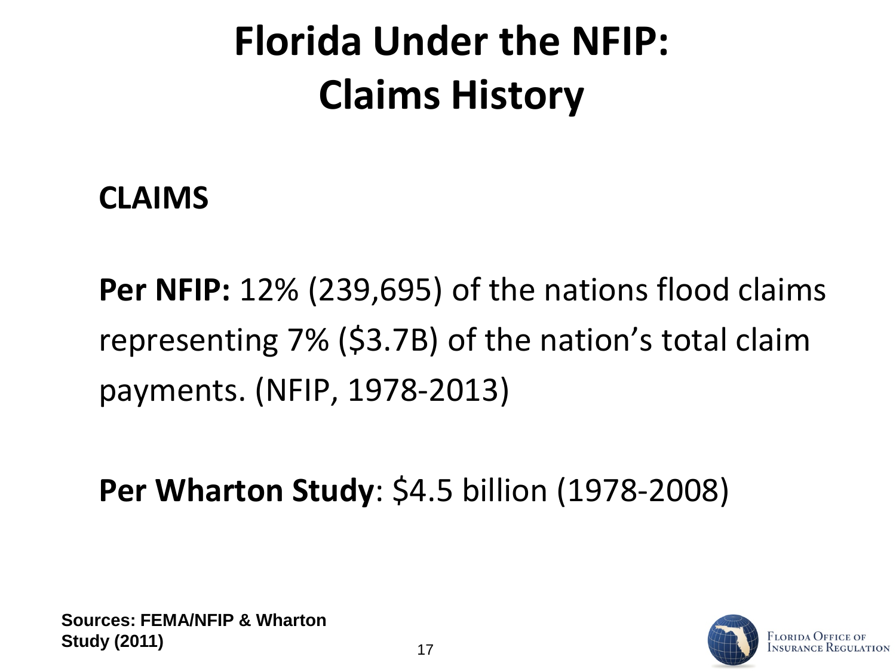# Florida Under the NFIP: Claims History

## CLAIMS

**Per NFIP:** 12% (239,695) of the nations flood claims representing 7% ($3.7B) of the nation's total claim payments. (NFIP, 1978-2013)

**Per Wharton Study**: $4.5 billion (1978-2008)

**Sources: FEMA/NFIP & Wharton Study (2011)**

Florida Office of Insurance Regulation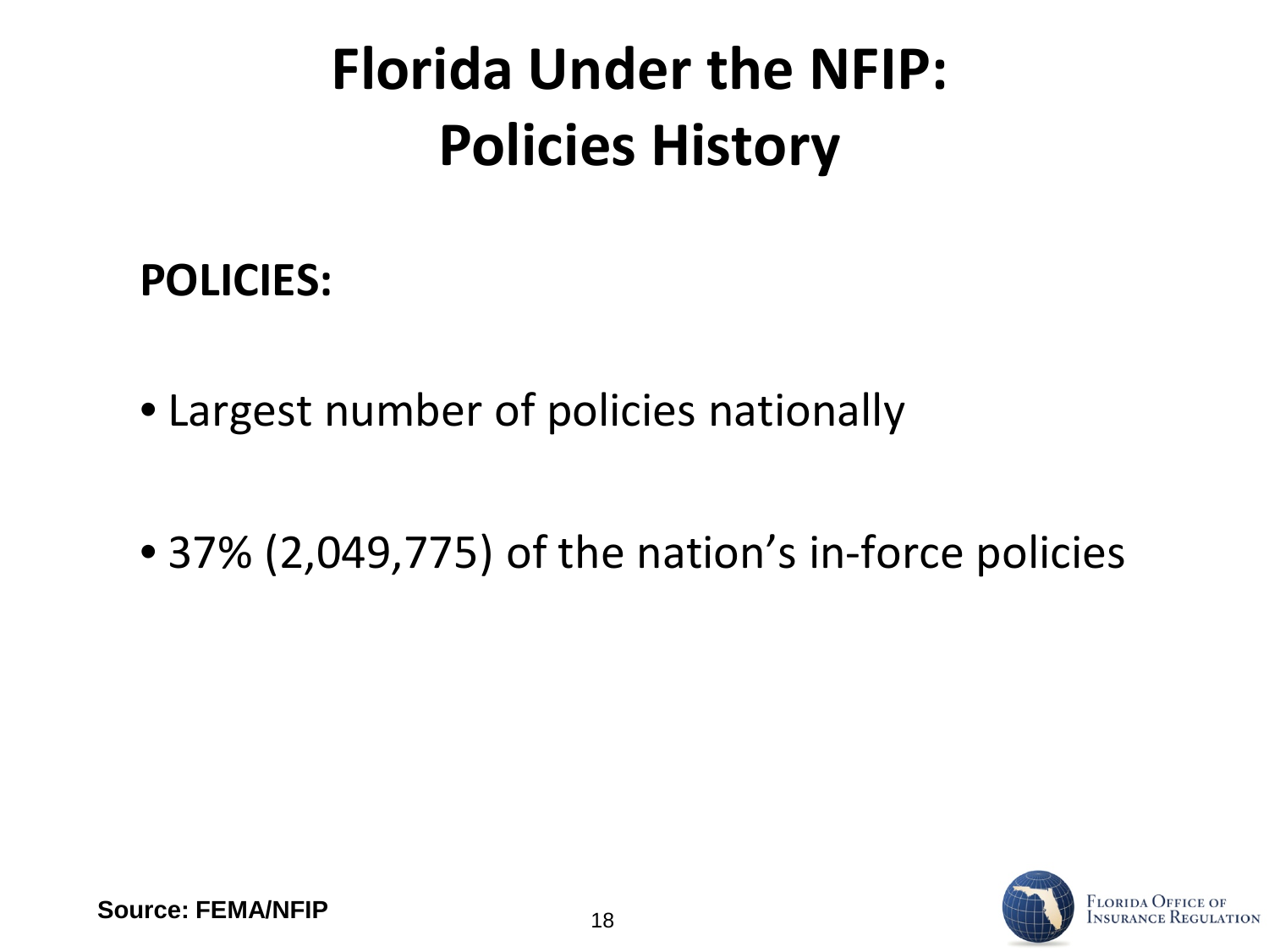# Florida Under the NFIP: Policies History

**POLICIES:**

- Largest number of policies nationally
- 37% (2,049,775) of the nation's in-force policies

**Source: FEMA/NFIP**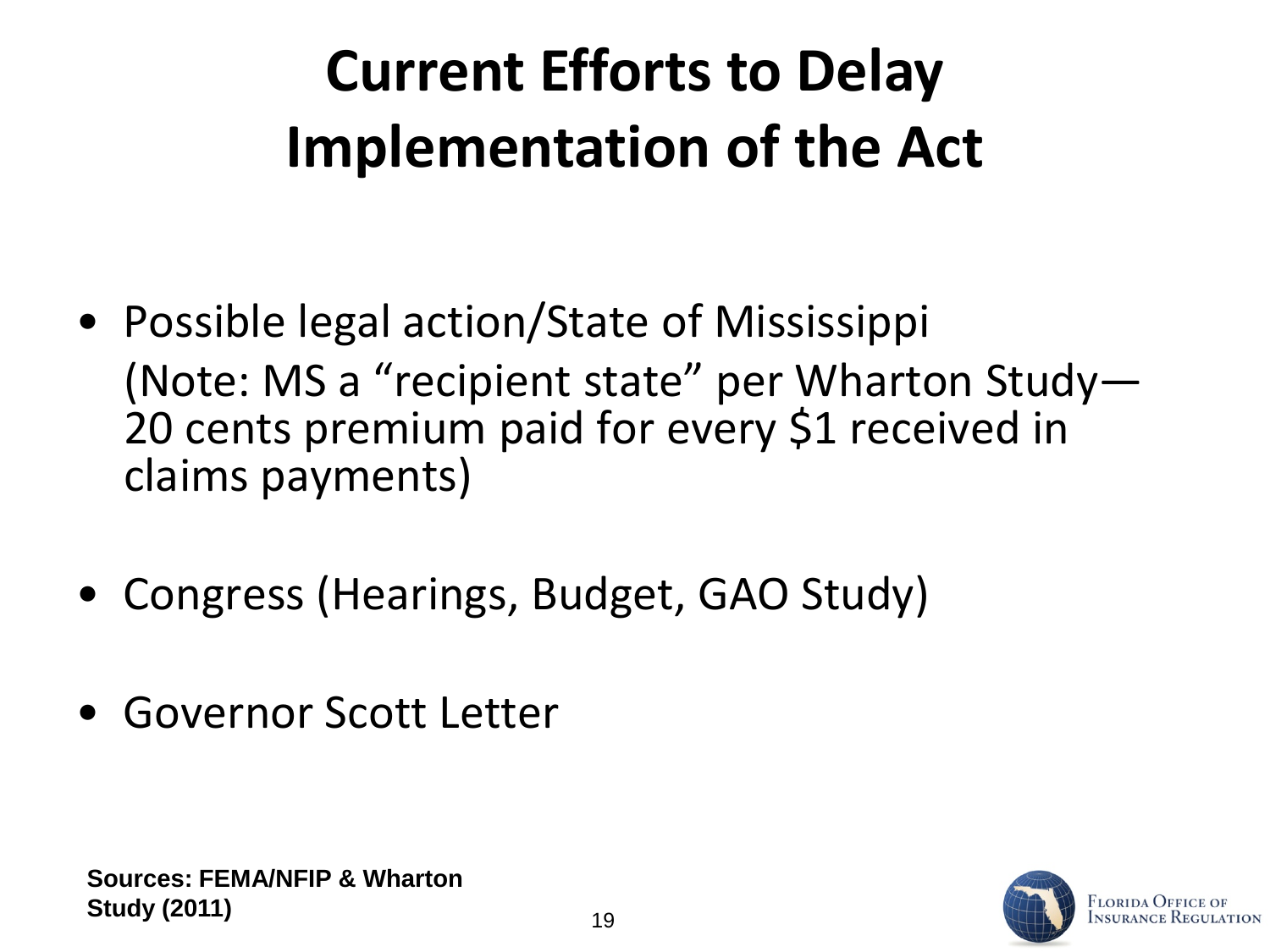# Current Efforts to Delay Implementation of the Act

- Possible legal action/State of Mississippi
  (Note: MS a "recipient state" per Wharton Study—20 cents premium paid for every $1 received in claims payments)
- Congress (Hearings, Budget, GAO Study)
- Governor Scott Letter

**Sources: FEMA/NFIP & Wharton Study (2011)**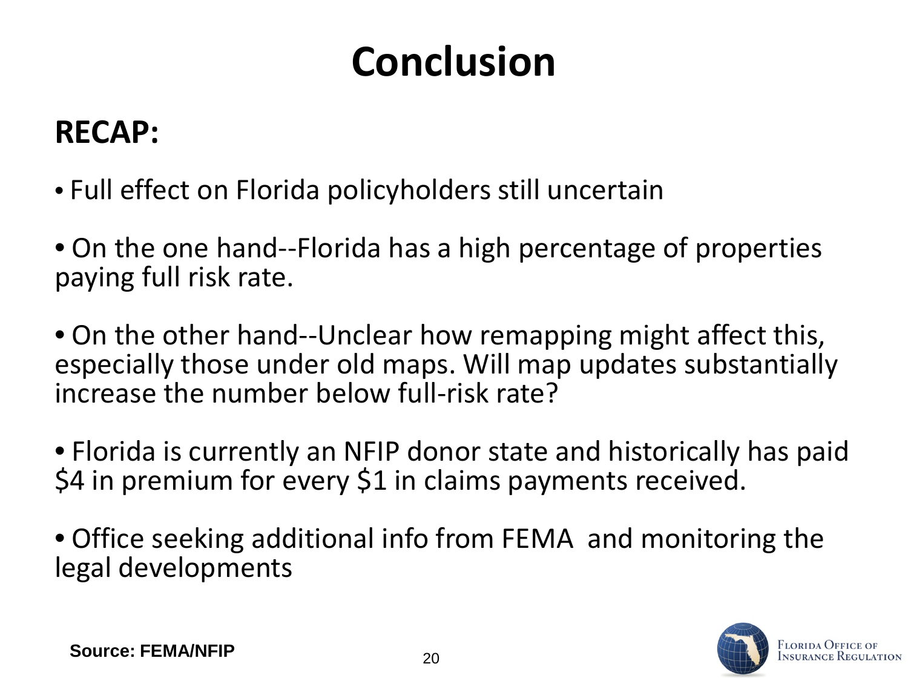# Conclusion

## RECAP:

- Full effect on Florida policyholders still uncertain
- On the one hand--Florida has a high percentage of properties paying full risk rate.
- On the other hand--Unclear how remapping might affect this, especially those under old maps. Will map updates substantially increase the number below full-risk rate?
- Florida is currently an NFIP donor state and historically has paid $4 in premium for every $1 in claims payments received.
- Office seeking additional info from FEMA and monitoring the legal developments

**Source: FEMA/NFIP**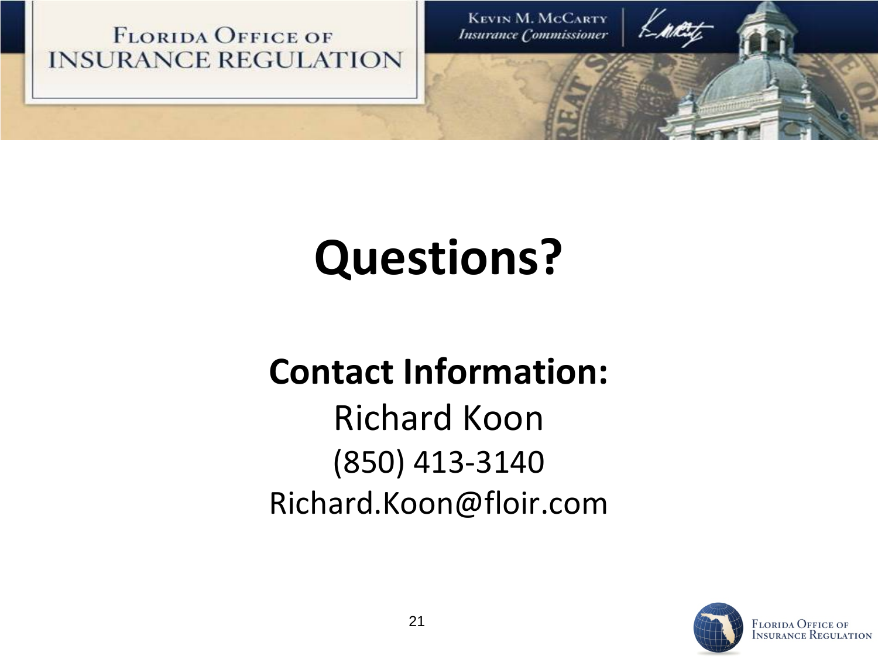# Questions?

**Contact Information:**

Richard Koon

(850) 413-3140

Richard.Koon@floir.com